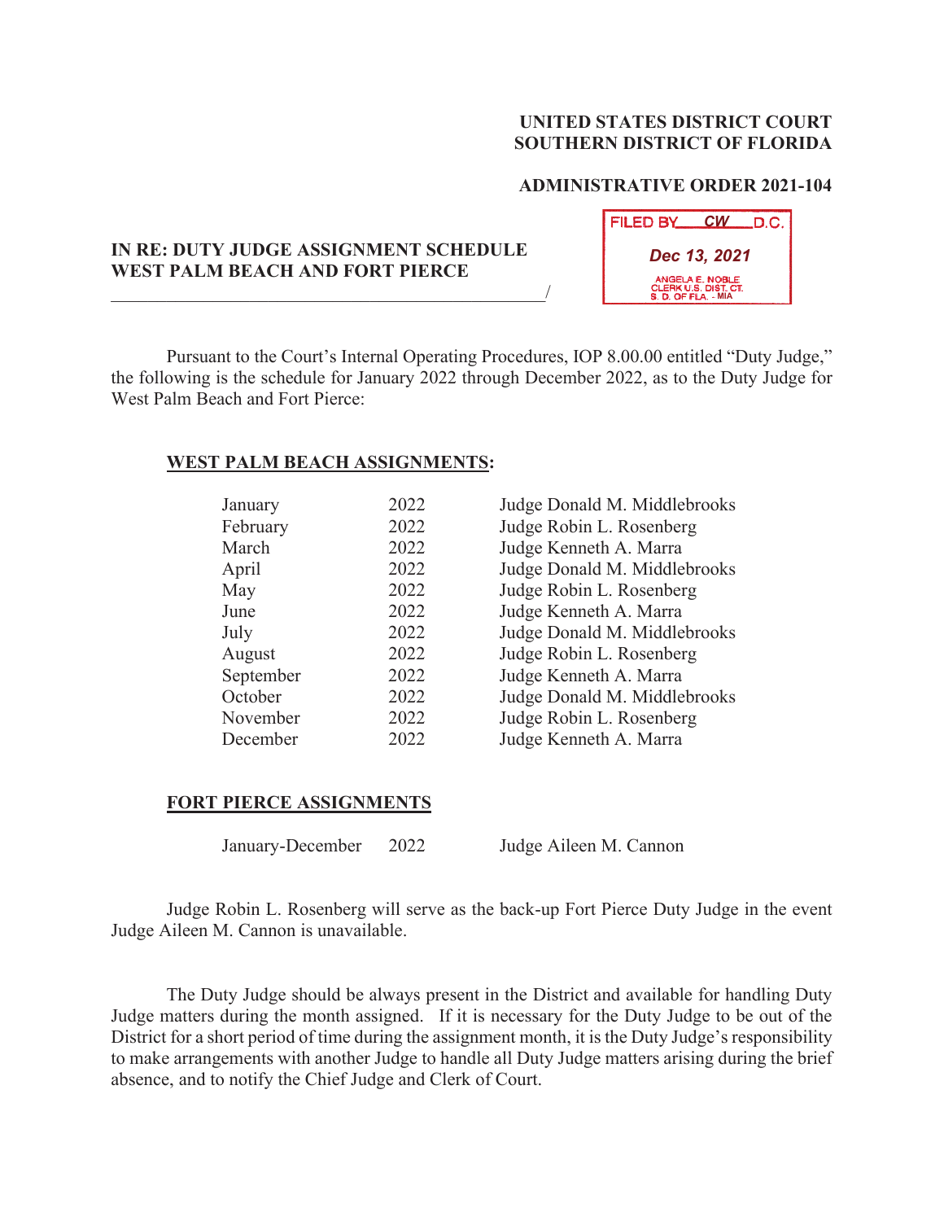**UNITED STATES DISTRICT COURT**
**SOUTHERN DISTRICT OF FLORIDA**

**ADMINISTRATIVE ORDER 2021-104**

FILED BY CW D.C.
Dec 13, 2021
ANGELA E. NOBLE
CLERK U.S. DIST. CT.
S. D. OF FLA. - MIA

**IN RE: DUTY JUDGE ASSIGNMENT SCHEDULE**
**WEST PALM BEACH AND FORT PIERCE**
_______________________________________________/

Pursuant to the Court's Internal Operating Procedures, IOP 8.00.00 entitled "Duty Judge," the following is the schedule for January 2022 through December 2022, as to the Duty Judge for West Palm Beach and Fort Pierce:

**WEST PALM BEACH ASSIGNMENTS:**

| | | |
|---|---|---|
| January | 2022 | Judge Donald M. Middlebrooks |
| February | 2022 | Judge Robin L. Rosenberg |
| March | 2022 | Judge Kenneth A. Marra |
| April | 2022 | Judge Donald M. Middlebrooks |
| May | 2022 | Judge Robin L. Rosenberg |
| June | 2022 | Judge Kenneth A. Marra |
| July | 2022 | Judge Donald M. Middlebrooks |
| August | 2022 | Judge Robin L. Rosenberg |
| September | 2022 | Judge Kenneth A. Marra |
| October | 2022 | Judge Donald M. Middlebrooks |
| November | 2022 | Judge Robin L. Rosenberg |
| December | 2022 | Judge Kenneth A. Marra |

**FORT PIERCE ASSIGNMENTS**

| | | |
|---|---|---|
| January-December | 2022 | Judge Aileen M. Cannon |

Judge Robin L. Rosenberg will serve as the back-up Fort Pierce Duty Judge in the event Judge Aileen M. Cannon is unavailable.

The Duty Judge should be always present in the District and available for handling Duty Judge matters during the month assigned. If it is necessary for the Duty Judge to be out of the District for a short period of time during the assignment month, it is the Duty Judge's responsibility to make arrangements with another Judge to handle all Duty Judge matters arising during the brief absence, and to notify the Chief Judge and Clerk of Court.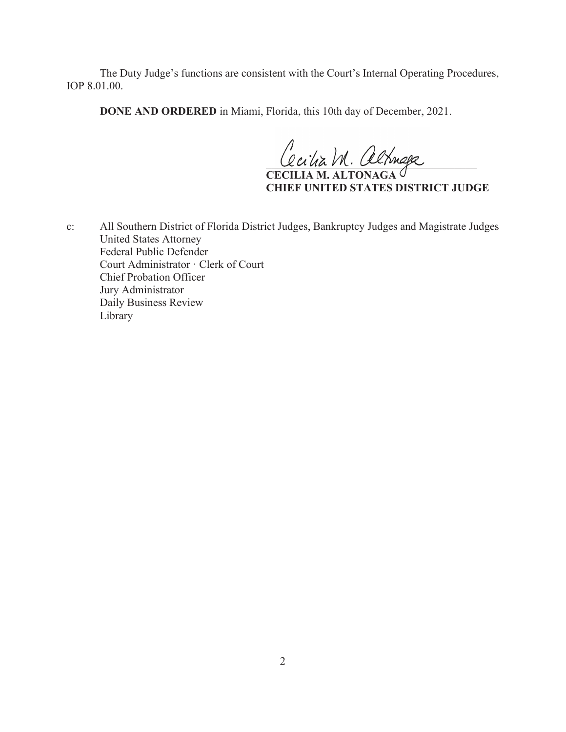The Duty Judge's functions are consistent with the Court's Internal Operating Procedures, IOP 8.01.00.

**DONE AND ORDERED** in Miami, Florida, this 10th day of December, 2021.

**CECILIA M. ALTONAGA**
**CHIEF UNITED STATES DISTRICT JUDGE**

c: All Southern District of Florida District Judges, Bankruptcy Judges and Magistrate Judges
United States Attorney
Federal Public Defender
Court Administrator · Clerk of Court
Chief Probation Officer
Jury Administrator
Daily Business Review
Library